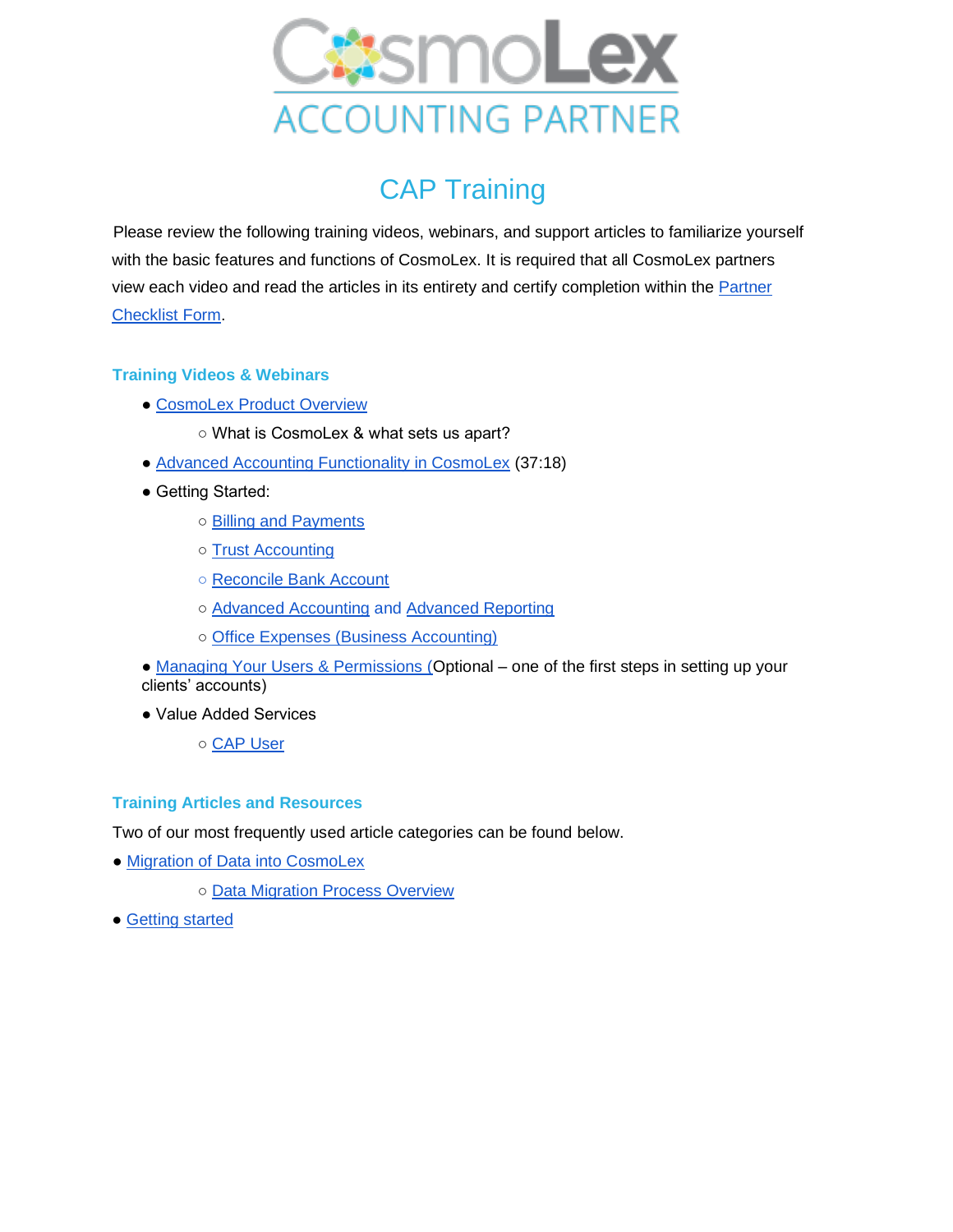# CosmoLex ACCOUNTING PARTNER

## CAP Training

Please review the following training videos, webinars, and support articles to familiarize yourself with the basic features and functions of CosmoLex. It is required that all CosmoLex partners view each video and read the articles in its entirety and certify completion within the Partner Checklist Form.

### Training Videos & Webinars

- CosmoLex Product Overview
  - What is CosmoLex & what sets us apart?
- Advanced Accounting Functionality in CosmoLex (37:18)
- Getting Started:
  - Billing and Payments
  - Trust Accounting
  - Reconcile Bank Account
  - Advanced Accounting and Advanced Reporting
  - Office Expenses (Business Accounting)
- Managing Your Users & Permissions (Optional – one of the first steps in setting up your clients' accounts)
- Value Added Services
  - CAP User

### Training Articles and Resources

Two of our most frequently used article categories can be found below.

- Migration of Data into CosmoLex
  - Data Migration Process Overview
- Getting started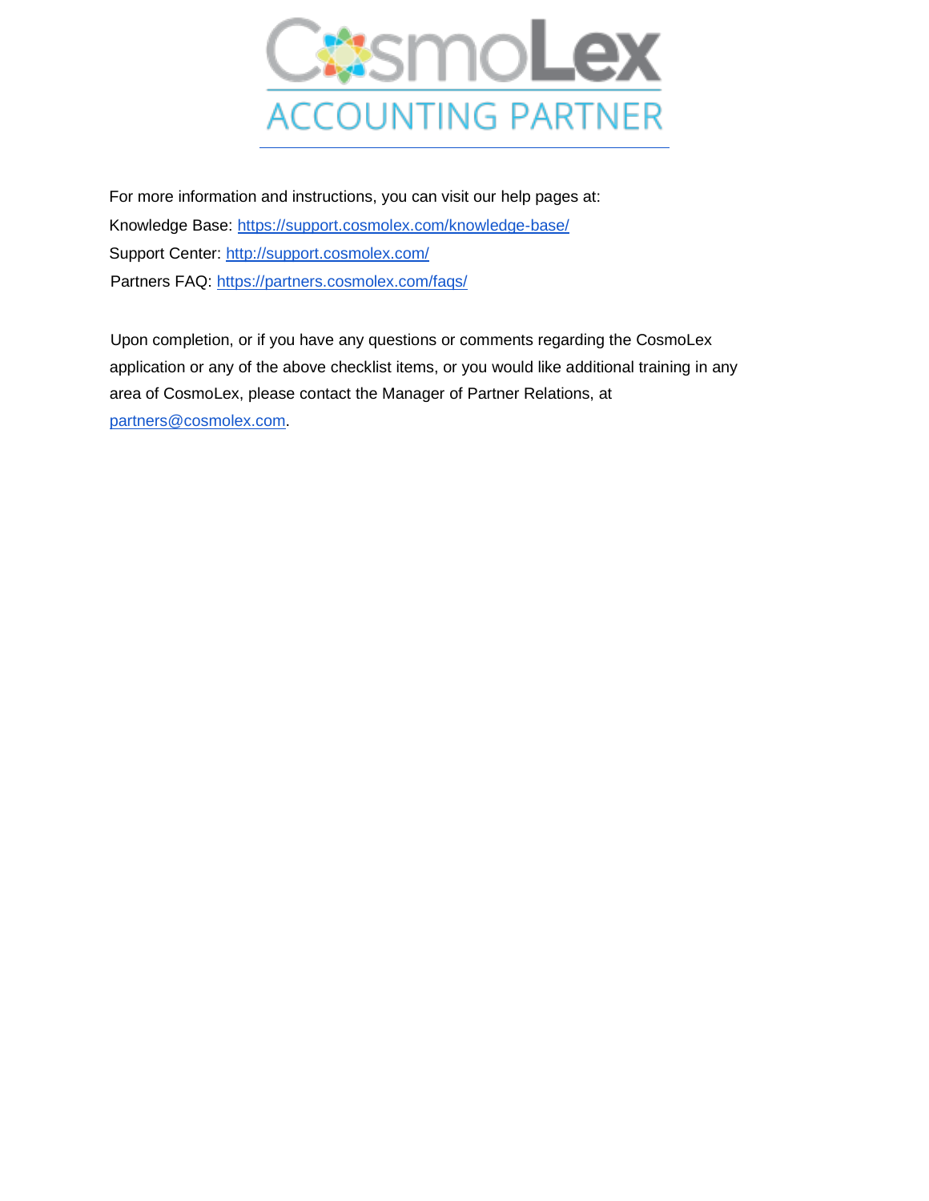For more information and instructions, you can visit our help pages at:

Knowledge Base: https://support.cosmolex.com/knowledge-base/

Support Center: http://support.cosmolex.com/

Partners FAQ: https://partners.cosmolex.com/faqs/

Upon completion, or if you have any questions or comments regarding the CosmoLex application or any of the above checklist items, or you would like additional training in any area of CosmoLex, please contact the Manager of Partner Relations, at partners@cosmolex.com.